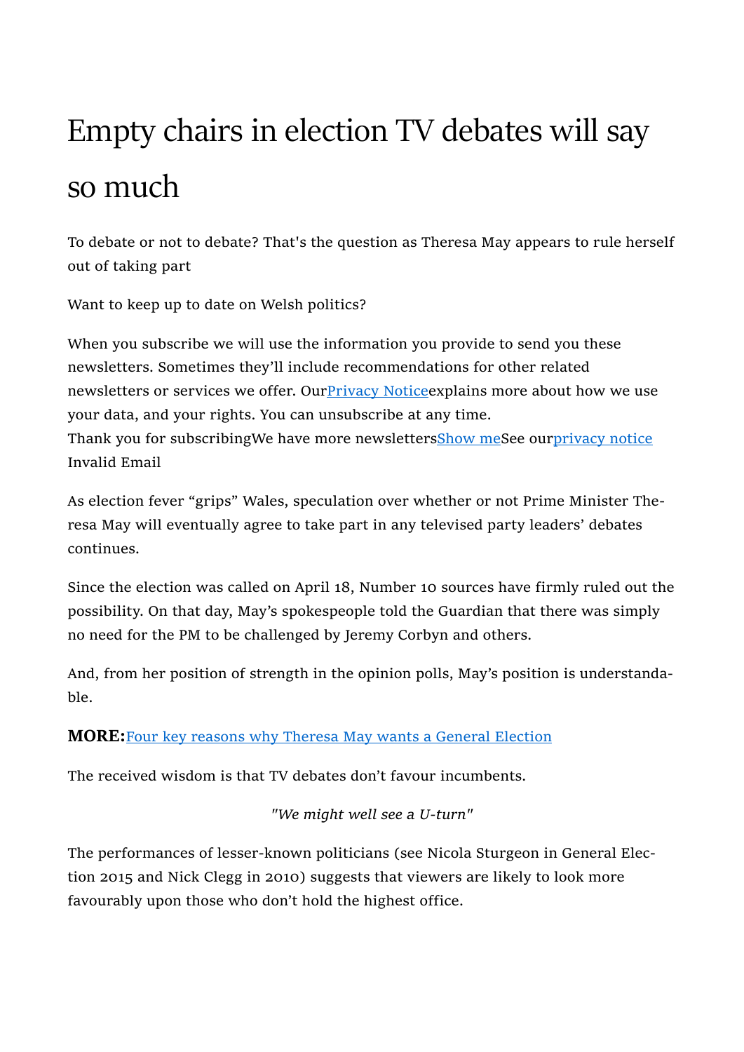# Empty chairs in election TV debates will say so much

To debate or not to debate? That's the question as Theresa May appears to rule herself out of taking part

Want to keep up to date on Welsh politics?

When you subscribe we will use the information you provide to send you these newsletters. Sometimes they'll include recommendations for other related newsletters or services we offer. Our[Privacy Notice]explains more about how we use your data, and your rights. You can unsubscribe at any time.
Thank you for subscribingWe have more newsletters[Show me]See our[privacy notice]
Invalid Email

As election fever "grips" Wales, speculation over whether or not Prime Minister Theresa May will eventually agree to take part in any televised party leaders' debates continues.

Since the election was called on April 18, Number 10 sources have firmly ruled out the possibility. On that day, May's spokespeople told the Guardian that there was simply no need for the PM to be challenged by Jeremy Corbyn and others.

And, from her position of strength in the opinion polls, May's position is understandable.

**MORE:**Four key reasons why Theresa May wants a General Election

The received wisdom is that TV debates don't favour incumbents.

*"We might well see a U-turn"*

The performances of lesser-known politicians (see Nicola Sturgeon in General Election 2015 and Nick Clegg in 2010) suggests that viewers are likely to look more favourably upon those who don't hold the highest office.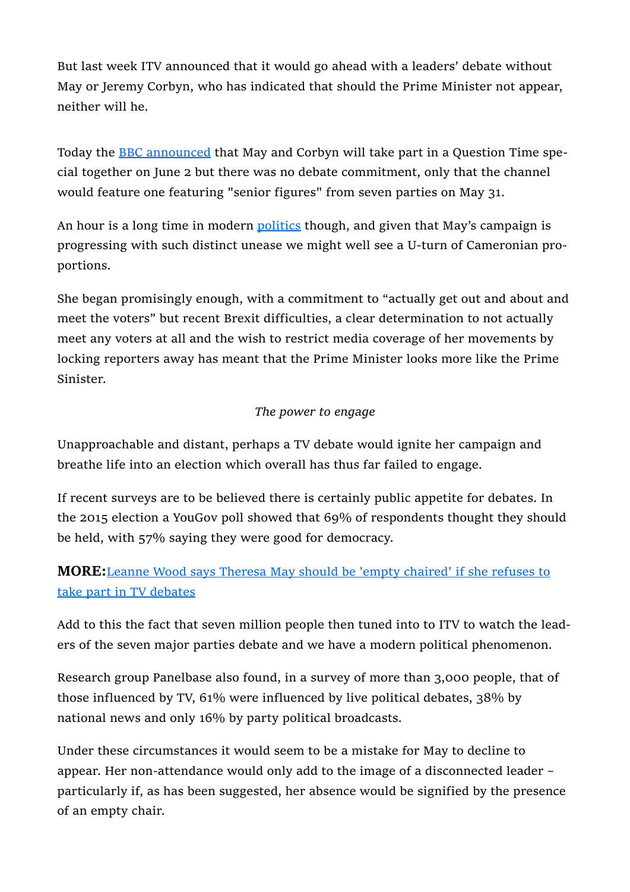But last week ITV announced that it would go ahead with a leaders' debate without May or Jeremy Corbyn, who has indicated that should the Prime Minister not appear, neither will he.

Today the BBC announced that May and Corbyn will take part in a Question Time special together on June 2 but there was no debate commitment, only that the channel would feature one featuring "senior figures" from seven parties on May 31.

An hour is a long time in modern politics though, and given that May's campaign is progressing with such distinct unease we might well see a U-turn of Cameronian proportions.

She began promisingly enough, with a commitment to "actually get out and about and meet the voters" but recent Brexit difficulties, a clear determination to not actually meet any voters at all and the wish to restrict media coverage of her movements by locking reporters away has meant that the Prime Minister looks more like the Prime Sinister.

*The power to engage*

Unapproachable and distant, perhaps a TV debate would ignite her campaign and breathe life into an election which overall has thus far failed to engage.

If recent surveys are to be believed there is certainly public appetite for debates. In the 2015 election a YouGov poll showed that 69% of respondents thought they should be held, with 57% saying they were good for democracy.

**MORE:** Leanne Wood says Theresa May should be 'empty chaired' if she refuses to take part in TV debates

Add to this the fact that seven million people then tuned into to ITV to watch the leaders of the seven major parties debate and we have a modern political phenomenon.

Research group Panelbase also found, in a survey of more than 3,000 people, that of those influenced by TV, 61% were influenced by live political debates, 38% by national news and only 16% by party political broadcasts.

Under these circumstances it would seem to be a mistake for May to decline to appear. Her non-attendance would only add to the image of a disconnected leader – particularly if, as has been suggested, her absence would be signified by the presence of an empty chair.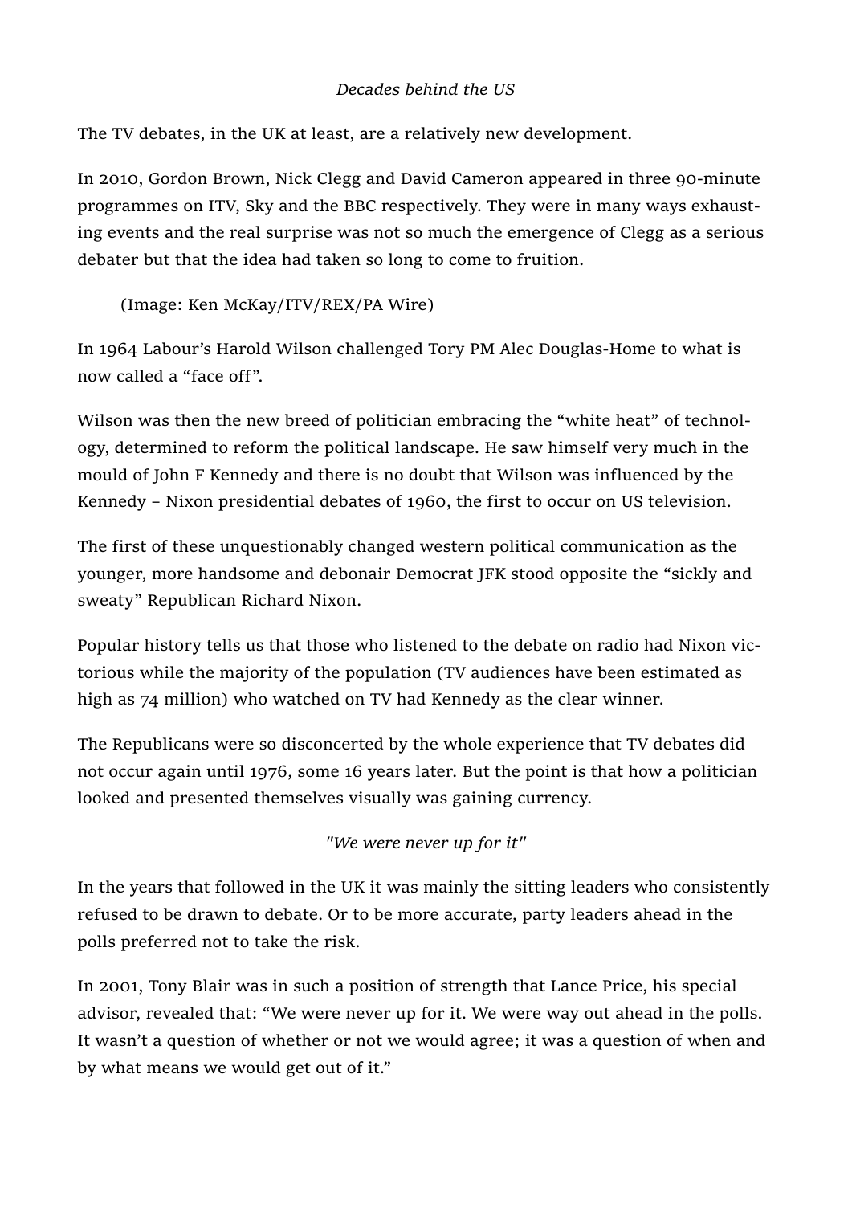*Decades behind the US*

The TV debates, in the UK at least, are a relatively new development.

In 2010, Gordon Brown, Nick Clegg and David Cameron appeared in three 90-minute programmes on ITV, Sky and the BBC respectively. They were in many ways exhausting events and the real surprise was not so much the emergence of Clegg as a serious debater but that the idea had taken so long to come to fruition.

(Image: Ken McKay/ITV/REX/PA Wire)

In 1964 Labour's Harold Wilson challenged Tory PM Alec Douglas-Home to what is now called a "face off".

Wilson was then the new breed of politician embracing the "white heat" of technology, determined to reform the political landscape. He saw himself very much in the mould of John F Kennedy and there is no doubt that Wilson was influenced by the Kennedy – Nixon presidential debates of 1960, the first to occur on US television.

The first of these unquestionably changed western political communication as the younger, more handsome and debonair Democrat JFK stood opposite the "sickly and sweaty" Republican Richard Nixon.

Popular history tells us that those who listened to the debate on radio had Nixon victorious while the majority of the population (TV audiences have been estimated as high as 74 million) who watched on TV had Kennedy as the clear winner.

The Republicans were so disconcerted by the whole experience that TV debates did not occur again until 1976, some 16 years later. But the point is that how a politician looked and presented themselves visually was gaining currency.

*"We were never up for it"*

In the years that followed in the UK it was mainly the sitting leaders who consistently refused to be drawn to debate. Or to be more accurate, party leaders ahead in the polls preferred not to take the risk.

In 2001, Tony Blair was in such a position of strength that Lance Price, his special advisor, revealed that: "We were never up for it. We were way out ahead in the polls. It wasn't a question of whether or not we would agree; it was a question of when and by what means we would get out of it."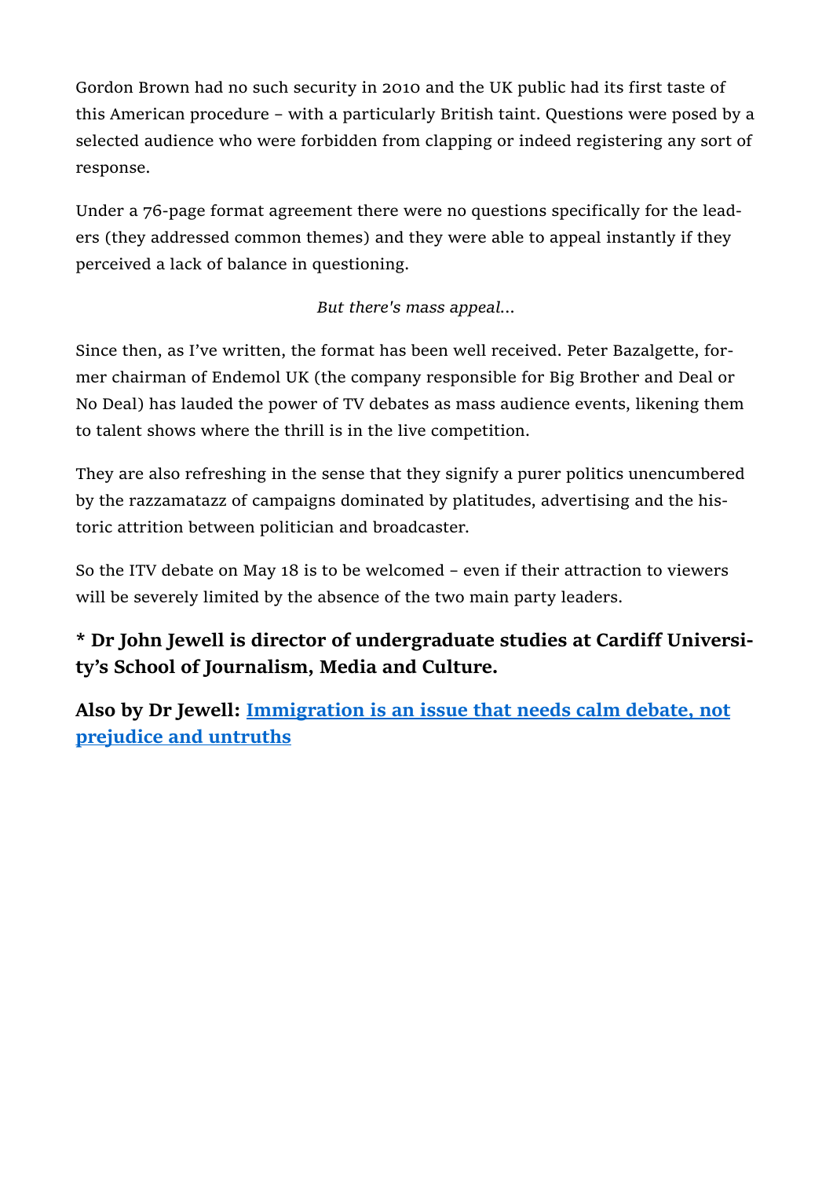Gordon Brown had no such security in 2010 and the UK public had its first taste of this American procedure – with a particularly British taint. Questions were posed by a selected audience who were forbidden from clapping or indeed registering any sort of response.

Under a 76-page format agreement there were no questions specifically for the leaders (they addressed common themes) and they were able to appeal instantly if they perceived a lack of balance in questioning.

*But there's mass appeal...*

Since then, as I've written, the format has been well received. Peter Bazalgette, former chairman of Endemol UK (the company responsible for Big Brother and Deal or No Deal) has lauded the power of TV debates as mass audience events, likening them to talent shows where the thrill is in the live competition.

They are also refreshing in the sense that they signify a purer politics unencumbered by the razzamatazz of campaigns dominated by platitudes, advertising and the historic attrition between politician and broadcaster.

So the ITV debate on May 18 is to be welcomed – even if their attraction to viewers will be severely limited by the absence of the two main party leaders.

**\* Dr John Jewell is director of undergraduate studies at Cardiff University's School of Journalism, Media and Culture.**

**Also by Dr Jewell: [Immigration is an issue that needs calm debate, not prejudice and untruths]()**